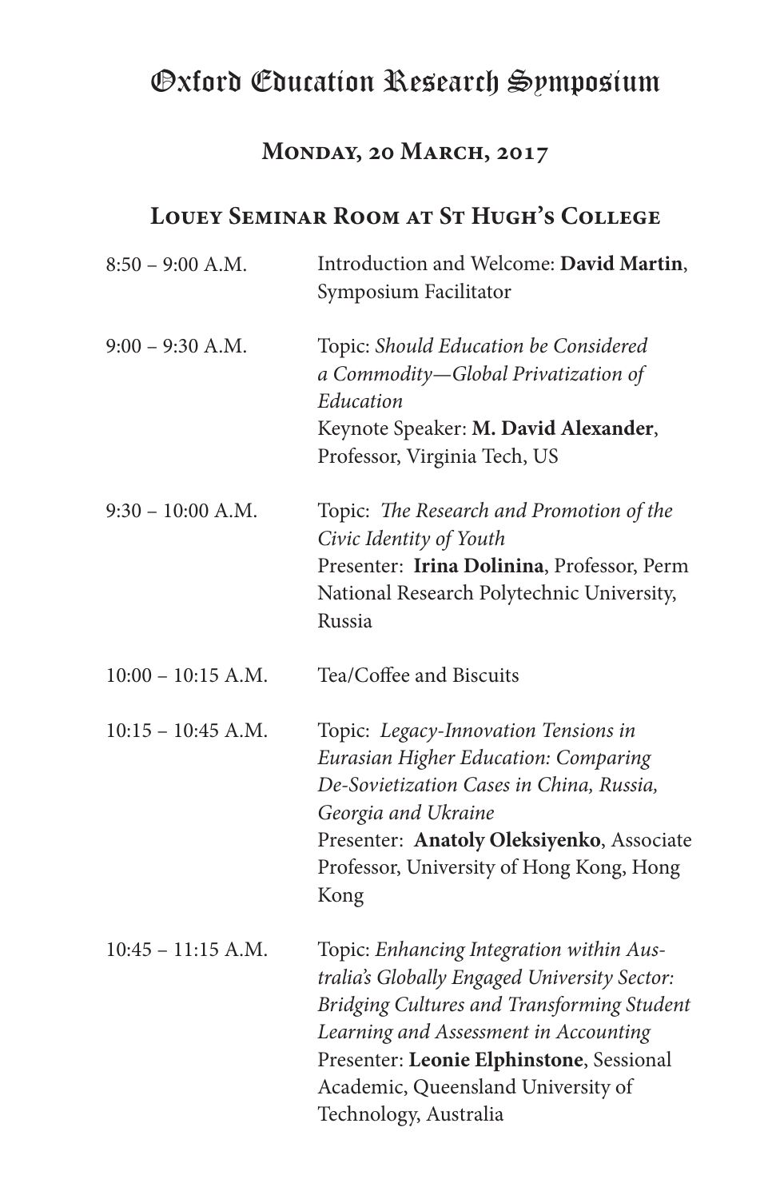# Oxford Education Research Symposium

## Monday, 20 March, 2017

## Louey Seminar Room at St Hugh's College

| | |
|---|---|
| 8:50 – 9:00 A.M. | Introduction and Welcome: **David Martin**, Symposium Facilitator |
| 9:00 – 9:30 A.M. | Topic: *Should Education be Considered a Commodity—Global Privatization of Education*<br>Keynote Speaker: **M. David Alexander**, Professor, Virginia Tech, US |
| 9:30 – 10:00 A.M. | Topic: *The Research and Promotion of the Civic Identity of Youth*<br>Presenter: **Irina Dolinina**, Professor, Perm National Research Polytechnic University, Russia |
| 10:00 – 10:15 A.M. | Tea/Coffee and Biscuits |
| 10:15 – 10:45 A.M. | Topic: *Legacy-Innovation Tensions in Eurasian Higher Education: Comparing De-Sovietization Cases in China, Russia, Georgia and Ukraine*<br>Presenter: **Anatoly Oleksiyenko**, Associate Professor, University of Hong Kong, Hong Kong |
| 10:45 – 11:15 A.M. | Topic: *Enhancing Integration within Australia's Globally Engaged University Sector: Bridging Cultures and Transforming Student Learning and Assessment in Accounting*<br>Presenter: **Leonie Elphinstone**, Sessional Academic, Queensland University of Technology, Australia |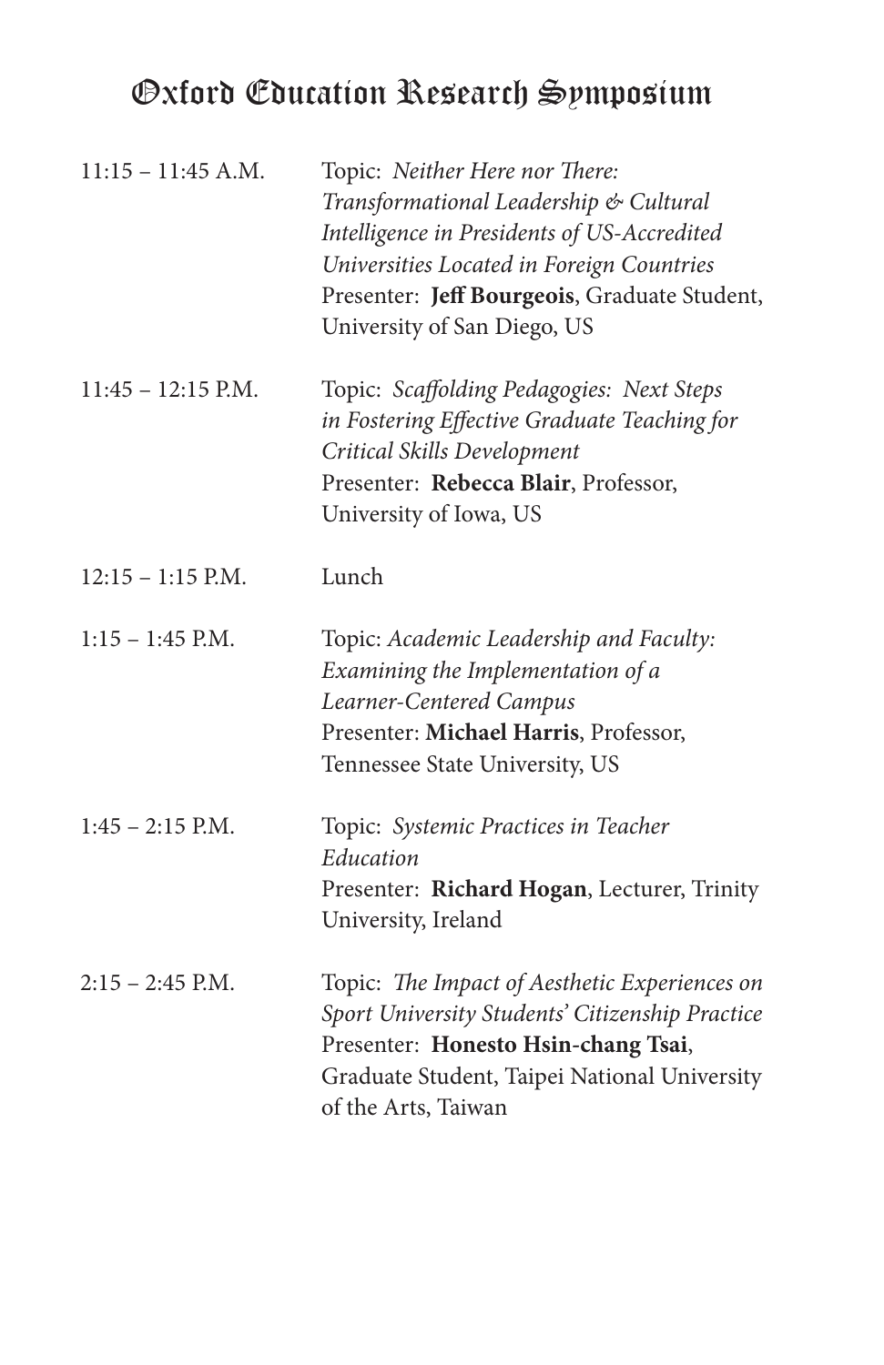# Oxford Education Research Symposium

11:15 – 11:45 A.M.
Topic: *Neither Here nor There: Transformational Leadership & Cultural Intelligence in Presidents of US-Accredited Universities Located in Foreign Countries*
Presenter: **Jeff Bourgeois**, Graduate Student, University of San Diego, US

11:45 – 12:15 P.M.
Topic: *Scaffolding Pedagogies: Next Steps in Fostering Effective Graduate Teaching for Critical Skills Development*
Presenter: **Rebecca Blair**, Professor, University of Iowa, US

12:15 – 1:15 P.M.
Lunch

1:15 – 1:45 P.M.
Topic: *Academic Leadership and Faculty: Examining the Implementation of a Learner-Centered Campus*
Presenter: **Michael Harris**, Professor, Tennessee State University, US

1:45 – 2:15 P.M.
Topic: *Systemic Practices in Teacher Education*
Presenter: **Richard Hogan**, Lecturer, Trinity University, Ireland

2:15 – 2:45 P.M.
Topic: *The Impact of Aesthetic Experiences on Sport University Students' Citizenship Practice*
Presenter: **Honesto Hsin-chang Tsai**, Graduate Student, Taipei National University of the Arts, Taiwan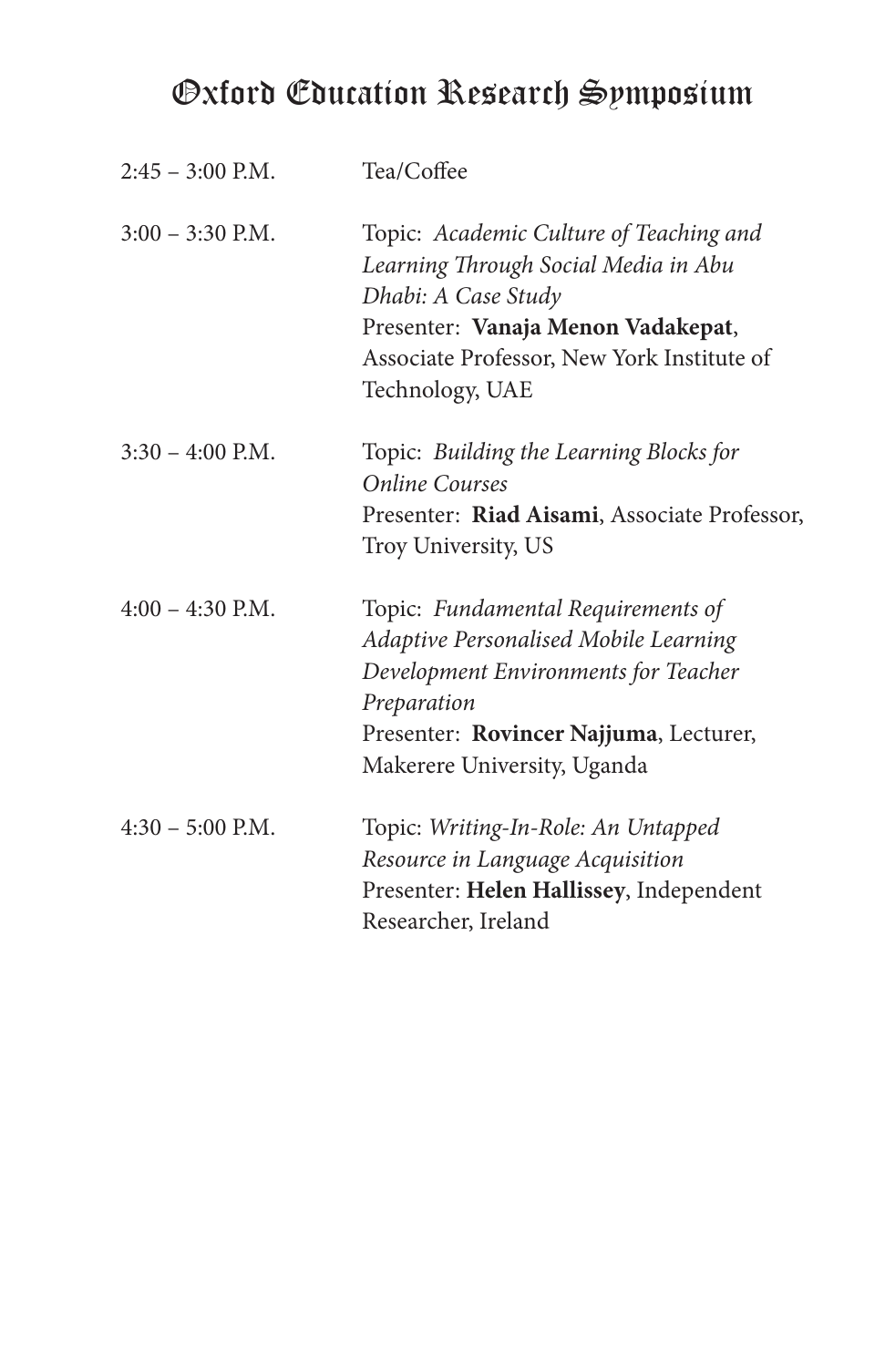# Oxford Education Research Symposium

2:45 – 3:00 P.M. Tea/Coffee

3:00 – 3:30 P.M. Topic: *Academic Culture of Teaching and Learning Through Social Media in Abu Dhabi: A Case Study*
Presenter: **Vanaja Menon Vadakepat**, Associate Professor, New York Institute of Technology, UAE

3:30 – 4:00 P.M. Topic: *Building the Learning Blocks for Online Courses*
Presenter: **Riad Aisami**, Associate Professor, Troy University, US

4:00 – 4:30 P.M. Topic: *Fundamental Requirements of Adaptive Personalised Mobile Learning Development Environments for Teacher Preparation*
Presenter: **Rovincer Najjuma**, Lecturer, Makerere University, Uganda

4:30 – 5:00 P.M. Topic: *Writing-In-Role: An Untapped Resource in Language Acquisition*
Presenter: **Helen Hallissey**, Independent Researcher, Ireland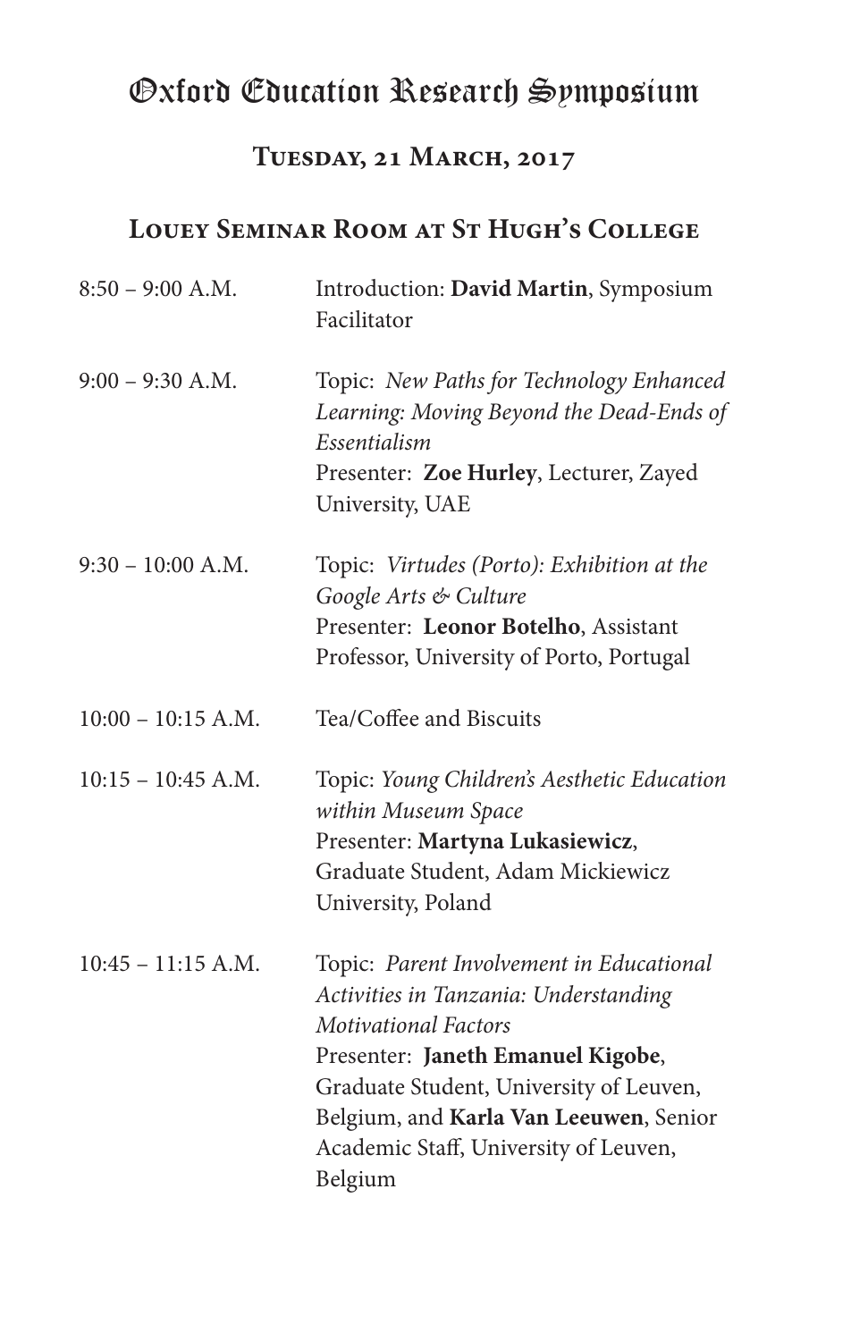# Oxford Education Research Symposium

## Tuesday, 21 March, 2017

## Louey Seminar Room at St Hugh's College

8:50 – 9:00 A.M. Introduction: **David Martin**, Symposium Facilitator

9:00 – 9:30 A.M. Topic: *New Paths for Technology Enhanced Learning: Moving Beyond the Dead-Ends of Essentialism*
Presenter: **Zoe Hurley**, Lecturer, Zayed University, UAE

9:30 – 10:00 A.M. Topic: *Virtudes (Porto): Exhibition at the Google Arts & Culture*
Presenter: **Leonor Botelho**, Assistant Professor, University of Porto, Portugal

10:00 – 10:15 A.M. Tea/Coffee and Biscuits

10:15 – 10:45 A.M. Topic: *Young Children's Aesthetic Education within Museum Space*
Presenter: **Martyna Lukasiewicz**, Graduate Student, Adam Mickiewicz University, Poland

10:45 – 11:15 A.M. Topic: *Parent Involvement in Educational Activities in Tanzania: Understanding Motivational Factors*
Presenter: **Janeth Emanuel Kigobe**, Graduate Student, University of Leuven, Belgium, and **Karla Van Leeuwen**, Senior Academic Staff, University of Leuven, Belgium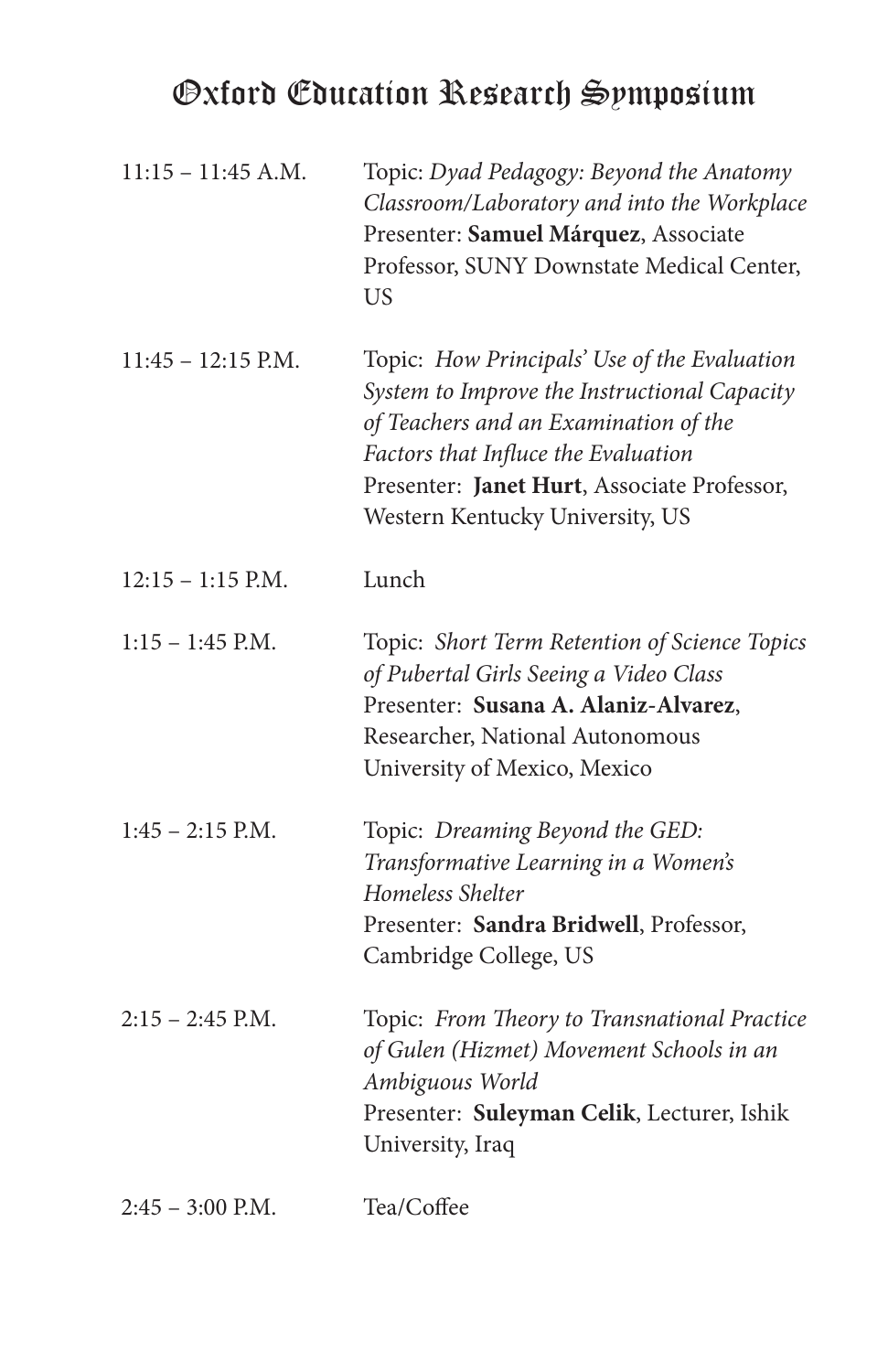# Oxford Education Research Symposium

| | |
|---|---|
| 11:15 – 11:45 A.M. | Topic: *Dyad Pedagogy: Beyond the Anatomy Classroom/Laboratory and into the Workplace*<br>Presenter: **Samuel Márquez**, Associate Professor, SUNY Downstate Medical Center, US |
| 11:45 – 12:15 P.M. | Topic: *How Principals' Use of the Evaluation System to Improve the Instructional Capacity of Teachers and an Examination of the Factors that Influce the Evaluation*<br>Presenter: **Janet Hurt**, Associate Professor, Western Kentucky University, US |
| 12:15 – 1:15 P.M. | Lunch |
| 1:15 – 1:45 P.M. | Topic: *Short Term Retention of Science Topics of Pubertal Girls Seeing a Video Class*<br>Presenter: **Susana A. Alaniz-Alvarez**, Researcher, National Autonomous University of Mexico, Mexico |
| 1:45 – 2:15 P.M. | Topic: *Dreaming Beyond the GED: Transformative Learning in a Women's Homeless Shelter*<br>Presenter: **Sandra Bridwell**, Professor, Cambridge College, US |
| 2:15 – 2:45 P.M. | Topic: *From Theory to Transnational Practice of Gulen (Hizmet) Movement Schools in an Ambiguous World*<br>Presenter: **Suleyman Celik**, Lecturer, Ishik University, Iraq |
| 2:45 – 3:00 P.M. | Tea/Coffee |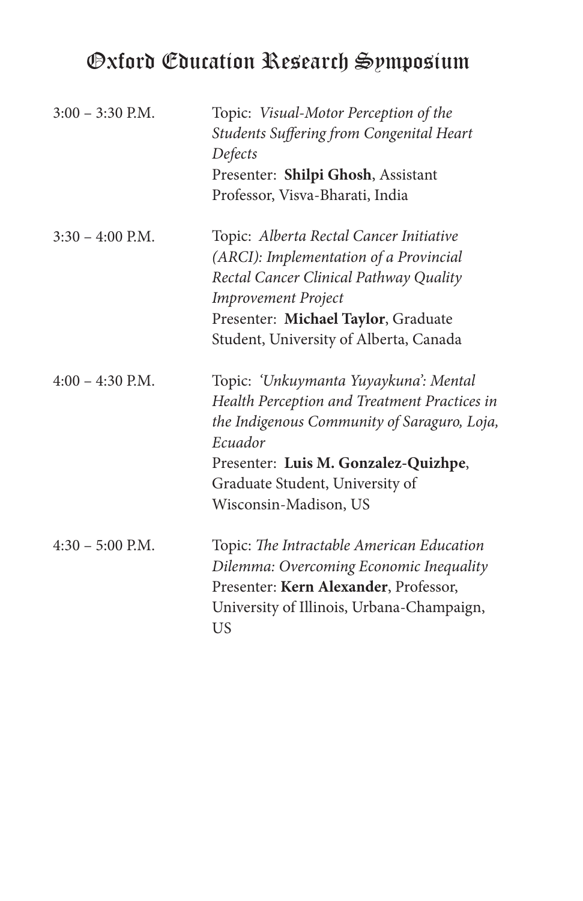# Oxford Education Research Symposium

| | |
|---|---|
| 3:00 – 3:30 P.M. | Topic: *Visual-Motor Perception of the Students Suffering from Congenital Heart Defects*<br>Presenter: **Shilpi Ghosh**, Assistant Professor, Visva-Bharati, India |
| 3:30 – 4:00 P.M. | Topic: *Alberta Rectal Cancer Initiative (ARCI): Implementation of a Provincial Rectal Cancer Clinical Pathway Quality Improvement Project*<br>Presenter: **Michael Taylor**, Graduate Student, University of Alberta, Canada |
| 4:00 – 4:30 P.M. | Topic: *'Unkuymanta Yuyaykuna': Mental Health Perception and Treatment Practices in the Indigenous Community of Saraguro, Loja, Ecuador*<br>Presenter: **Luis M. Gonzalez-Quizhpe**, Graduate Student, University of Wisconsin-Madison, US |
| 4:30 – 5:00 P.M. | Topic: *The Intractable American Education Dilemma: Overcoming Economic Inequality*<br>Presenter: **Kern Alexander**, Professor, University of Illinois, Urbana-Champaign, US |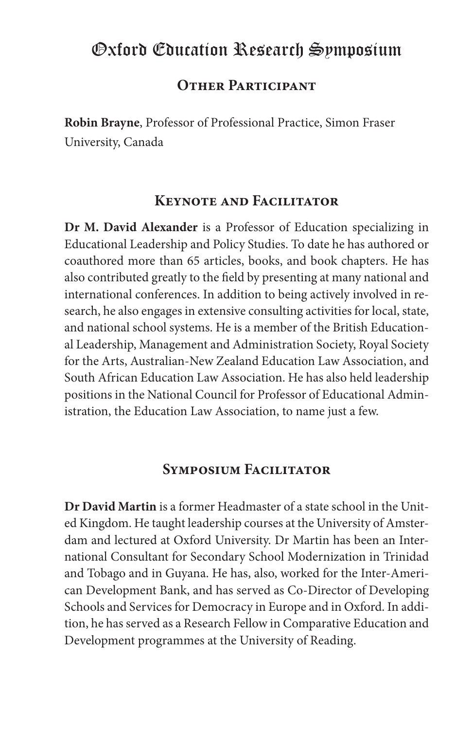# Oxford Education Research Symposium

## Other Participant

**Robin Brayne**, Professor of Professional Practice, Simon Fraser University, Canada

## Keynote and Facilitator

**Dr M. David Alexander** is a Professor of Education specializing in Educational Leadership and Policy Studies. To date he has authored or coauthored more than 65 articles, books, and book chapters. He has also contributed greatly to the field by presenting at many national and international conferences. In addition to being actively involved in research, he also engages in extensive consulting activities for local, state, and national school systems. He is a member of the British Educational Leadership, Management and Administration Society, Royal Society for the Arts, Australian-New Zealand Education Law Association, and South African Education Law Association. He has also held leadership positions in the National Council for Professor of Educational Administration, the Education Law Association, to name just a few.

## Symposium Facilitator

**Dr David Martin** is a former Headmaster of a state school in the United Kingdom. He taught leadership courses at the University of Amsterdam and lectured at Oxford University. Dr Martin has been an International Consultant for Secondary School Modernization in Trinidad and Tobago and in Guyana. He has, also, worked for the Inter-American Development Bank, and has served as Co-Director of Developing Schools and Services for Democracy in Europe and in Oxford. In addition, he has served as a Research Fellow in Comparative Education and Development programmes at the University of Reading.